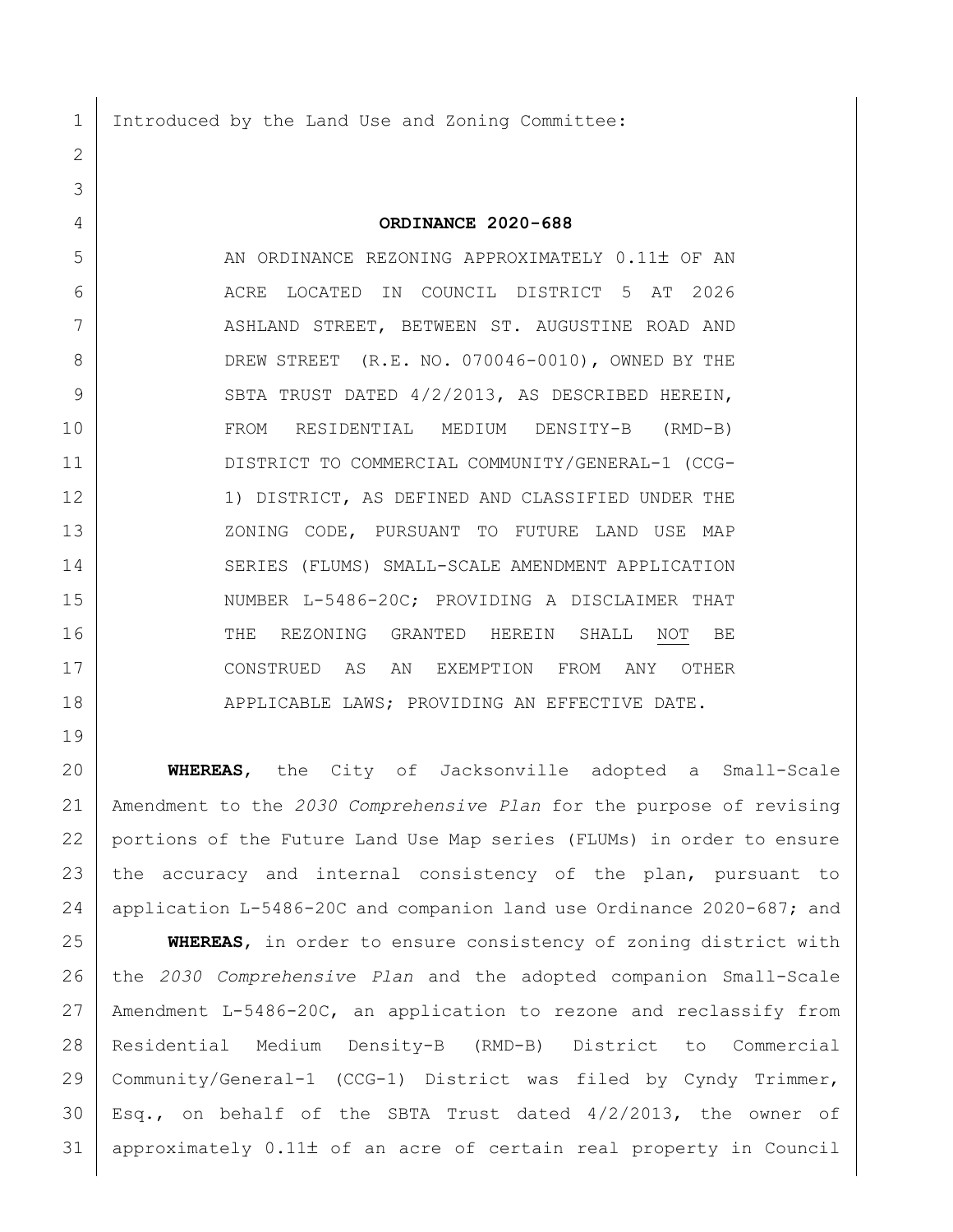Introduced by the Land Use and Zoning Committee:

# ORDINANCE 2020-688

AN ORDINANCE REZONING APPROXIMATELY 0.11± OF AN ACRE LOCATED IN COUNCIL DISTRICT 5 AT 2026 ASHLAND STREET, BETWEEN ST. AUGUSTINE ROAD AND DREW STREET (R.E. NO. 070046-0010), OWNED BY THE SBTA TRUST DATED 4/2/2013, AS DESCRIBED HEREIN, FROM RESIDENTIAL MEDIUM DENSITY-B (RMD-B) DISTRICT TO COMMERCIAL COMMUNITY/GENERAL-1 (CCG-1) DISTRICT, AS DEFINED AND CLASSIFIED UNDER THE ZONING CODE, PURSUANT TO FUTURE LAND USE MAP SERIES (FLUMS) SMALL-SCALE AMENDMENT APPLICATION NUMBER L-5486-20C; PROVIDING A DISCLAIMER THAT THE REZONING GRANTED HEREIN SHALL NOT BE CONSTRUED AS AN EXEMPTION FROM ANY OTHER APPLICABLE LAWS; PROVIDING AN EFFECTIVE DATE.

**WHEREAS**, the City of Jacksonville adopted a Small-Scale Amendment to the *2030 Comprehensive Plan* for the purpose of revising portions of the Future Land Use Map series (FLUMs) in order to ensure the accuracy and internal consistency of the plan, pursuant to application L-5486-20C and companion land use Ordinance 2020-687; and

**WHEREAS**, in order to ensure consistency of zoning district with the *2030 Comprehensive Plan* and the adopted companion Small-Scale Amendment L-5486-20C, an application to rezone and reclassify from Residential Medium Density-B (RMD-B) District to Commercial Community/General-1 (CCG-1) District was filed by Cyndy Trimmer, Esq., on behalf of the SBTA Trust dated 4/2/2013, the owner of approximately 0.11± of an acre of certain real property in Council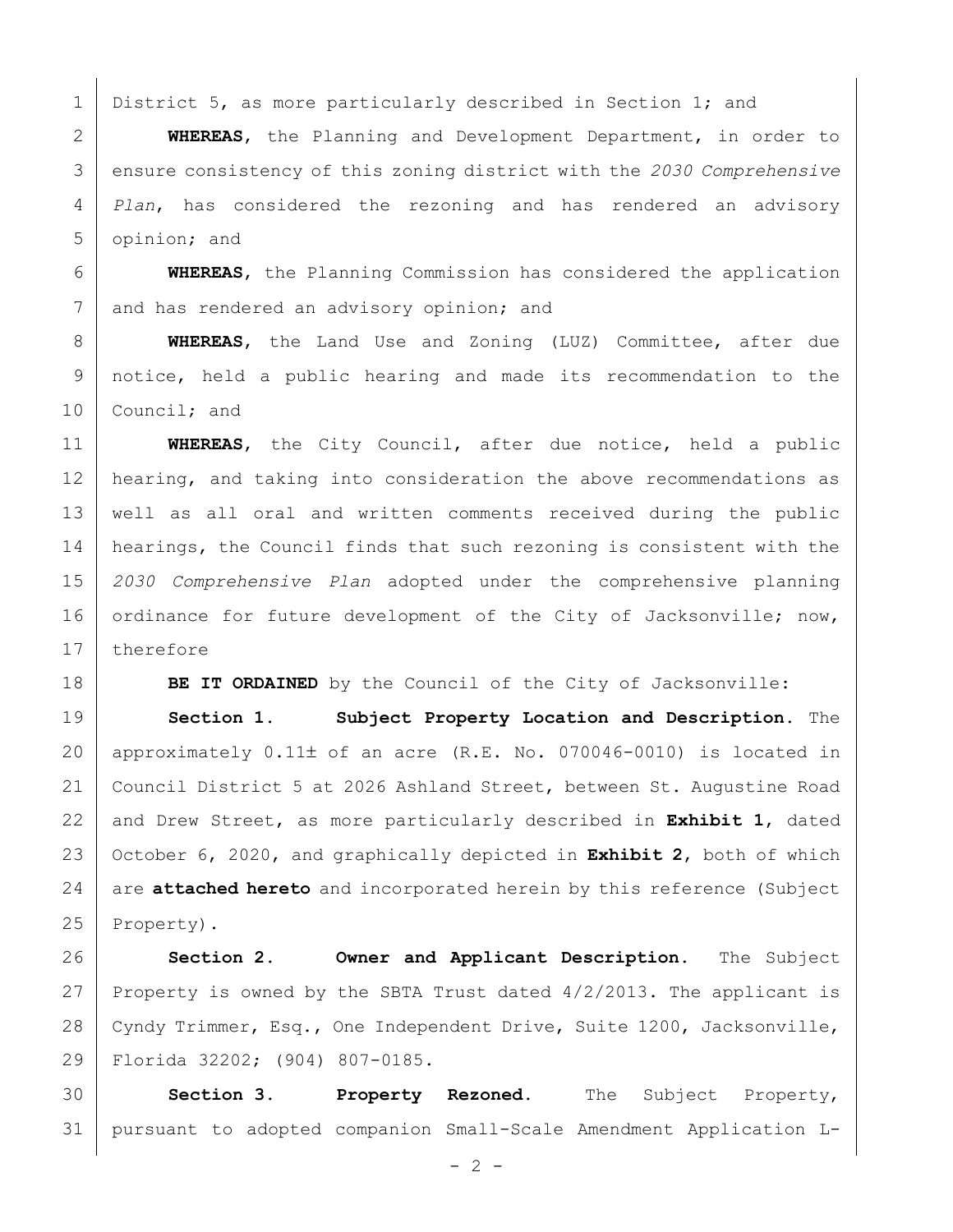District 5, as more particularly described in Section 1; and

**WHEREAS**, the Planning and Development Department, in order to ensure consistency of this zoning district with the *2030 Comprehensive Plan*, has considered the rezoning and has rendered an advisory opinion; and

**WHEREAS**, the Planning Commission has considered the application and has rendered an advisory opinion; and

**WHEREAS**, the Land Use and Zoning (LUZ) Committee, after due notice, held a public hearing and made its recommendation to the Council; and

**WHEREAS**, the City Council, after due notice, held a public hearing, and taking into consideration the above recommendations as well as all oral and written comments received during the public hearings, the Council finds that such rezoning is consistent with the *2030 Comprehensive Plan* adopted under the comprehensive planning ordinance for future development of the City of Jacksonville; now, therefore

**BE IT ORDAINED** by the Council of the City of Jacksonville:

**Section 1. Subject Property Location and Description.** The approximately 0.11± of an acre (R.E. No. 070046-0010) is located in Council District 5 at 2026 Ashland Street, between St. Augustine Road and Drew Street, as more particularly described in **Exhibit 1**, dated October 6, 2020, and graphically depicted in **Exhibit 2**, both of which are **attached hereto** and incorporated herein by this reference (Subject Property).

**Section 2. Owner and Applicant Description.** The Subject Property is owned by the SBTA Trust dated 4/2/2013. The applicant is Cyndy Trimmer, Esq., One Independent Drive, Suite 1200, Jacksonville, Florida 32202; (904) 807-0185.

**Section 3. Property Rezoned.** The Subject Property, pursuant to adopted companion Small-Scale Amendment Application L-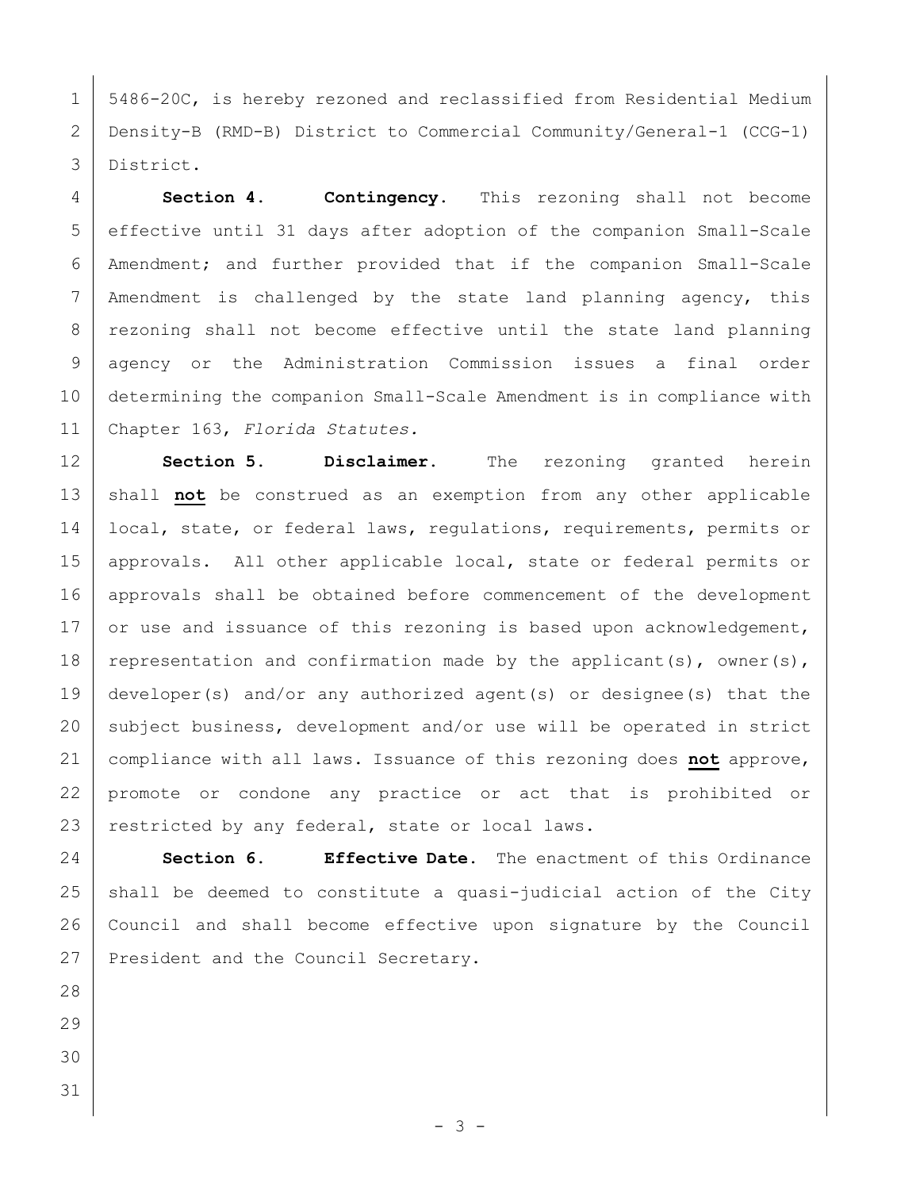5486-20C, is hereby rezoned and reclassified from Residential Medium Density-B (RMD-B) District to Commercial Community/General-1 (CCG-1) District.

**Section 4. Contingency.** This rezoning shall not become effective until 31 days after adoption of the companion Small-Scale Amendment; and further provided that if the companion Small-Scale Amendment is challenged by the state land planning agency, this rezoning shall not become effective until the state land planning agency or the Administration Commission issues a final order determining the companion Small-Scale Amendment is in compliance with Chapter 163, *Florida Statutes.*

**Section 5. Disclaimer.** The rezoning granted herein shall **not** be construed as an exemption from any other applicable local, state, or federal laws, regulations, requirements, permits or approvals. All other applicable local, state or federal permits or approvals shall be obtained before commencement of the development or use and issuance of this rezoning is based upon acknowledgement, representation and confirmation made by the applicant(s), owner(s), developer(s) and/or any authorized agent(s) or designee(s) that the subject business, development and/or use will be operated in strict compliance with all laws. Issuance of this rezoning does **not** approve, promote or condone any practice or act that is prohibited or restricted by any federal, state or local laws.

**Section 6. Effective Date.** The enactment of this Ordinance shall be deemed to constitute a quasi-judicial action of the City Council and shall become effective upon signature by the Council President and the Council Secretary.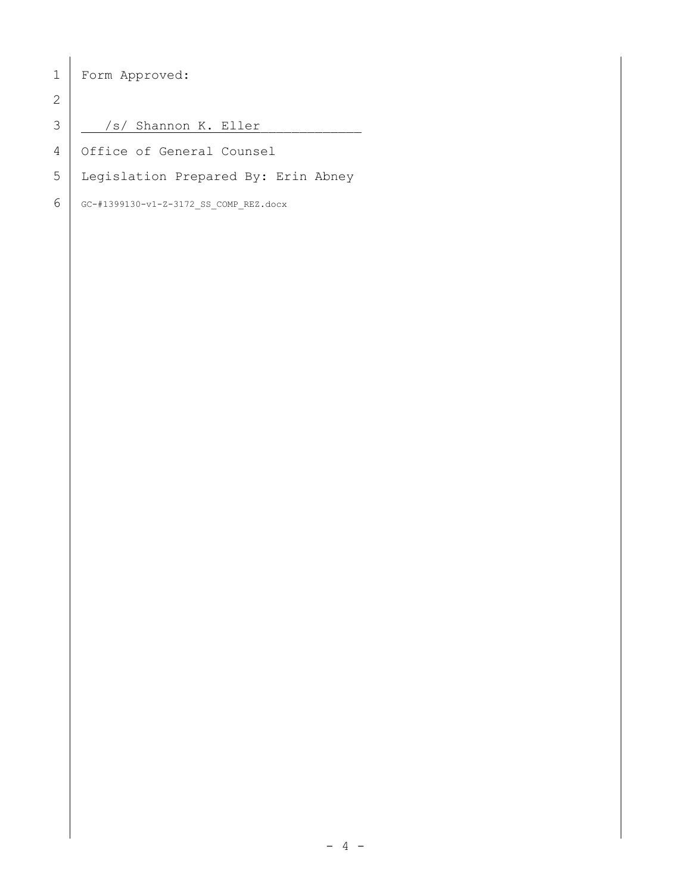Form Approved:

/s/ Shannon K. Eller

Office of General Counsel

Legislation Prepared By: Erin Abney

GC-#1399130-v1-Z-3172_SS_COMP_REZ.docx